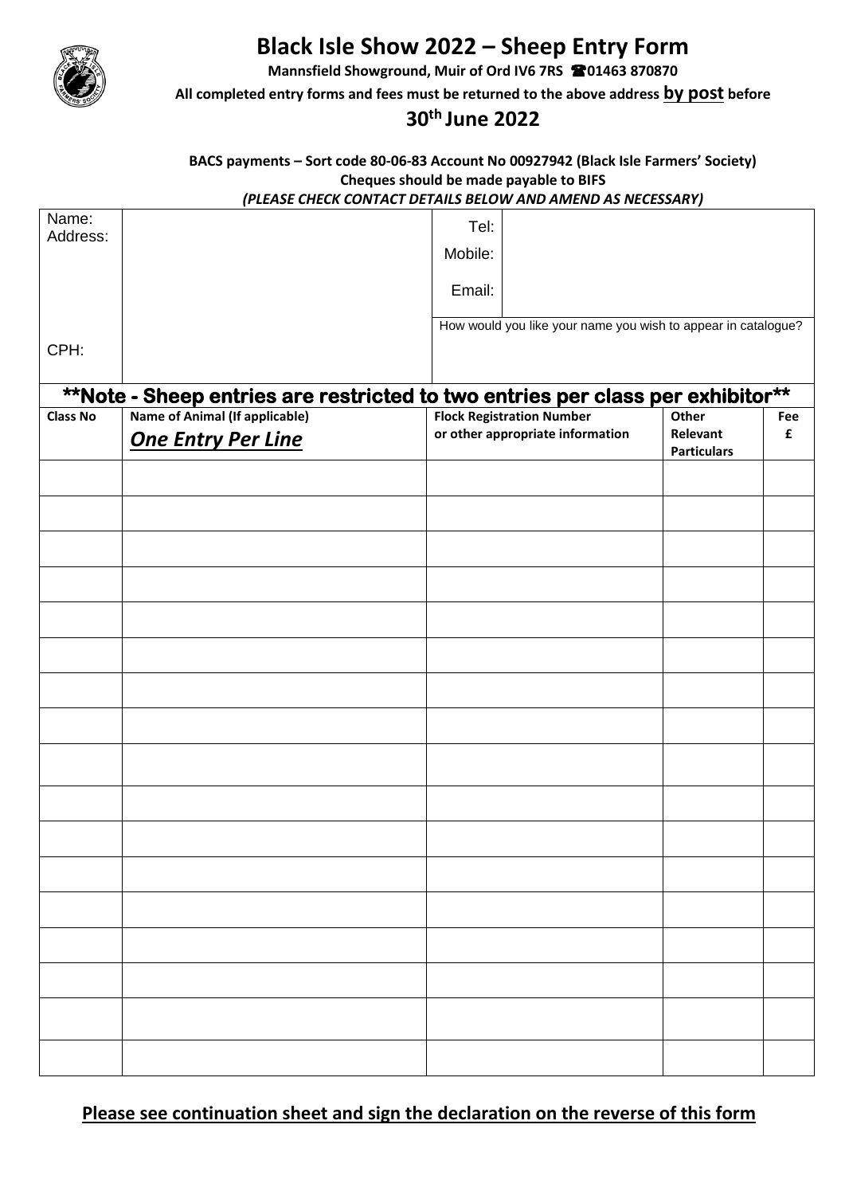# Black Isle Show 2022 – Sheep Entry Form

**Mannsfield Showground, Muir of Ord IV6 7RS ☎01463 870870**

**All completed entry forms and fees must be returned to the above address <u>by post</u> before**

## 30th June 2022

**BACS payments – Sort code 80-06-83 Account No 00927942 (Black Isle Farmers' Society)**
**Cheques should be made payable to BIFS**
***(PLEASE CHECK CONTACT DETAILS BELOW AND AMEND AS NECESSARY)***

| Name: Address: | | Tel: | |
|---|---|---|---|
| | | Mobile: | |
| | | Email: | |
| | | How would you like your name you wish to appear in catalogue? | |
| CPH: | | | |

**\*\*Note - Sheep entries are restricted to two entries per class per exhibitor\*\***

| Class No | Name of Animal (If applicable) ***One Entry Per Line*** | Flock Registration Number or other appropriate information | Other Relevant Particulars | Fee £ |
|---|---|---|---|---|
| | | | | |
| | | | | |
| | | | | |
| | | | | |
| | | | | |
| | | | | |
| | | | | |
| | | | | |
| | | | | |
| | | | | |
| | | | | |
| | | | | |
| | | | | |
| | | | | |
| | | | | |
| | | | | |
| | | | | |

**<u>Please see continuation sheet and sign the declaration on the reverse of this form</u>**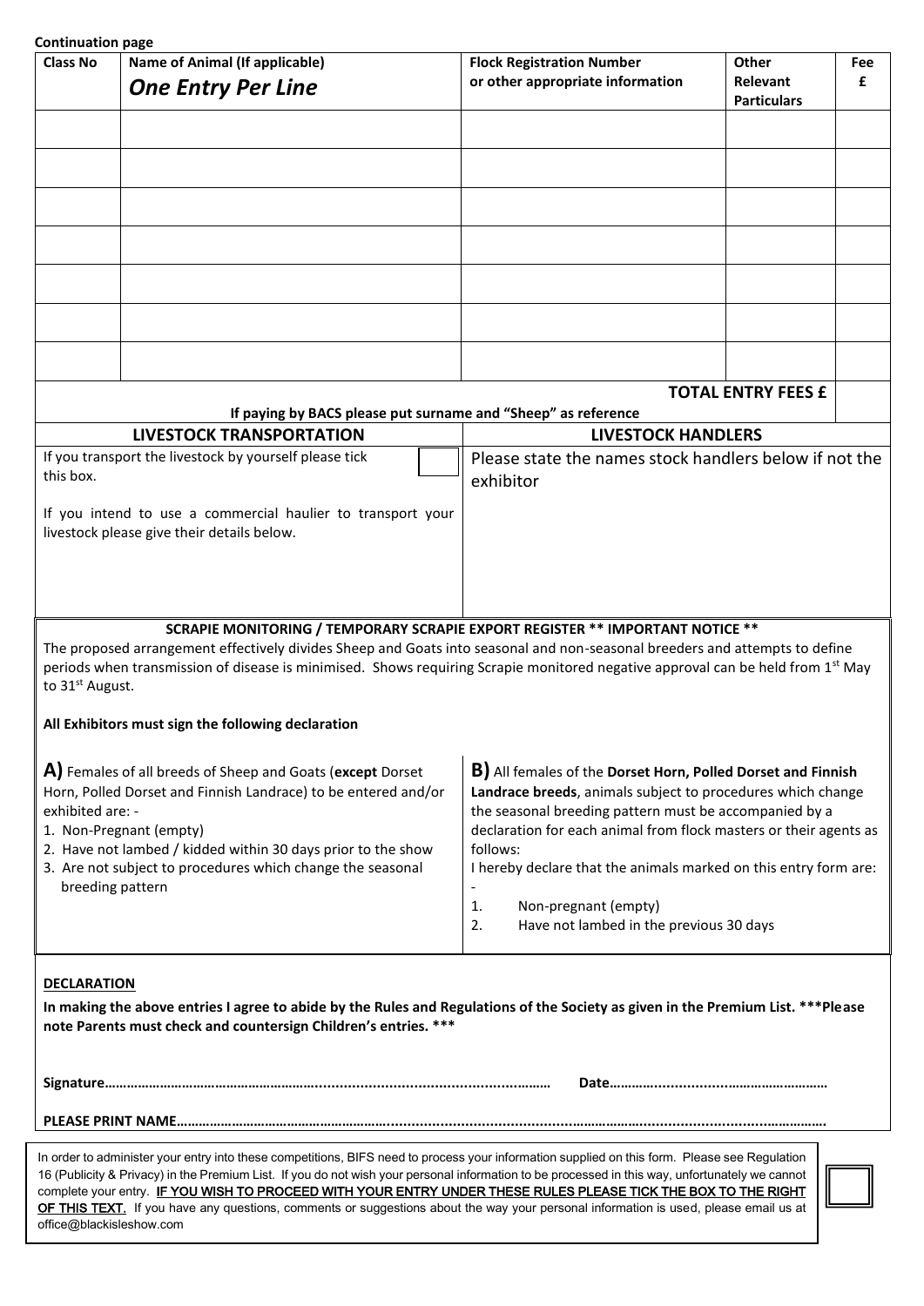**Continuation page**

| Class No | Name of Animal (If applicable) *One Entry Per Line* | Flock Registration Number or other appropriate information | Other Relevant Particulars | Fee £ |
|---|---|---|---|---|
| | | | | |
| | | | | |
| | | | | |
| | | | | |
| | | | | |
| | | | | |
| | | | | |
| | | | **TOTAL ENTRY FEES £** | |

**If paying by BACS please put surname and "Sheep" as reference**

| LIVESTOCK TRANSPORTATION | LIVESTOCK HANDLERS |
|---|---|
| If you transport the livestock by yourself please tick this box. ☐<br><br>If you intend to use a commercial haulier to transport your livestock please give their details below. | Please state the names stock handlers below if not the exhibitor |

**SCRAPIE MONITORING / TEMPORARY SCRAPIE EXPORT REGISTER ** IMPORTANT NOTICE ****

The proposed arrangement effectively divides Sheep and Goats into seasonal and non-seasonal breeders and attempts to define periods when transmission of disease is minimised. Shows requiring Scrapie monitored negative approval can be held from 1st May to 31st August.

**All Exhibitors must sign the following declaration**

**A)** Females of all breeds of Sheep and Goats (**except** Dorset Horn, Polled Dorset and Finnish Landrace) to be entered and/or exhibited are: -

1. Non-Pregnant (empty)
2. Have not lambed / kidded within 30 days prior to the show
3. Are not subject to procedures which change the seasonal breeding pattern

**B)** All females of the **Dorset Horn, Polled Dorset and Finnish Landrace breeds**, animals subject to procedures which change the seasonal breeding pattern must be accompanied by a declaration for each animal from flock masters or their agents as follows:

I hereby declare that the animals marked on this entry form are: -

1. Non-pregnant (empty)
2. Have not lambed in the previous 30 days

**DECLARATION**

**In making the above entries I agree to abide by the Rules and Regulations of the Society as given in the Premium List. ***Please note Parents must check and countersign Children's entries. *****

**Signature……………………………………………………………………………………………… Date………………………………………………**

**PLEASE PRINT NAME………………………………………………………………………………………………………………………………………**

In order to administer your entry into these competitions, BIFS need to process your information supplied on this form. Please see Regulation 16 (Publicity & Privacy) in the Premium List. If you do not wish your personal information to be processed in this way, unfortunately we cannot complete your entry. **IF YOU WISH TO PROCEED WITH YOUR ENTRY UNDER THESE RULES PLEASE TICK THE BOX TO THE RIGHT OF THIS TEXT.** If you have any questions, comments or suggestions about the way your personal information is used, please email us at office@blackisleshow.com ☐